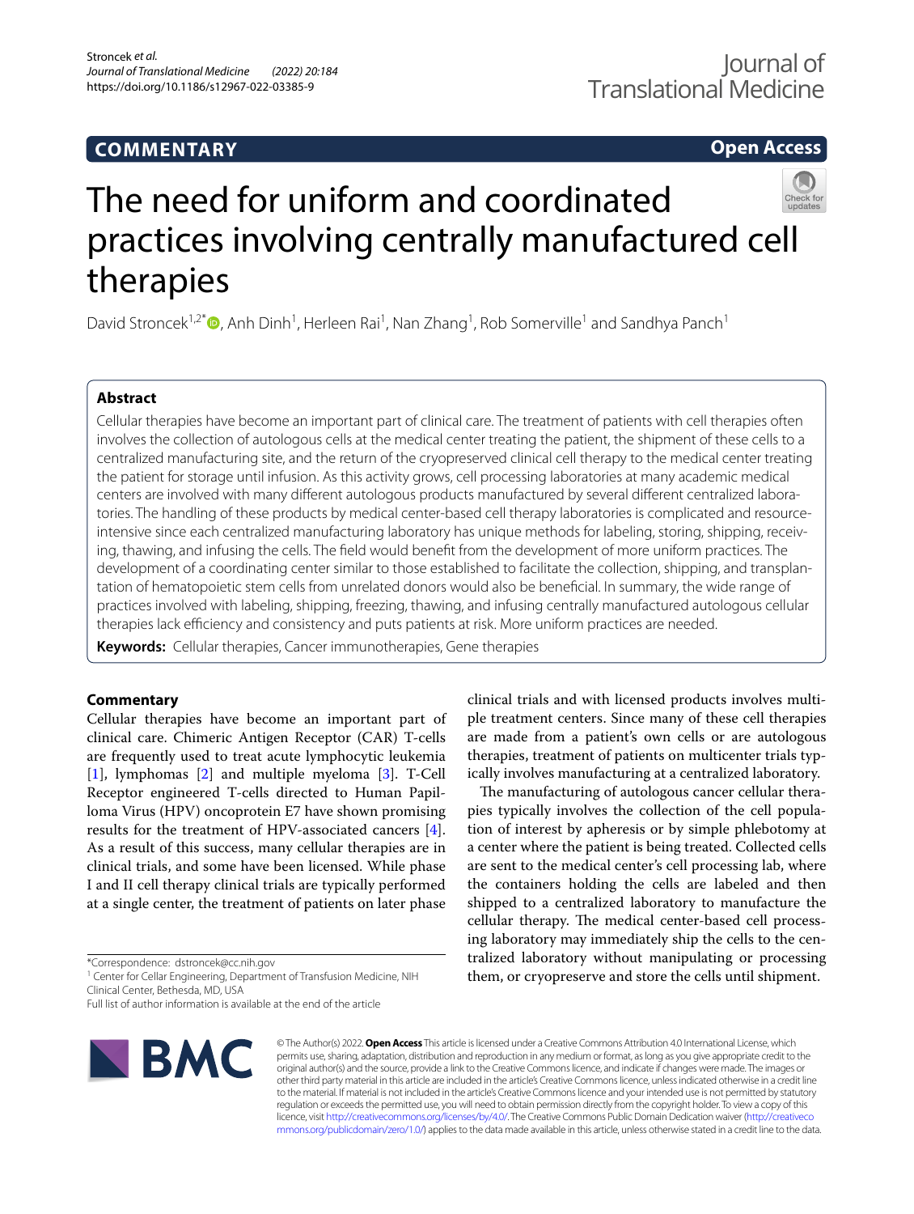COMMENTARY

Open Access

# The need for uniform and coordinated practices involving centrally manufactured cell therapies

David Stroncek[1,2*], Anh Dinh[1], Herleen Rai[1], Nan Zhang[1], Rob Somerville[1] and Sandhya Panch[1]

## Abstract

Cellular therapies have become an important part of clinical care. The treatment of patients with cell therapies often involves the collection of autologous cells at the medical center treating the patient, the shipment of these cells to a centralized manufacturing site, and the return of the cryopreserved clinical cell therapy to the medical center treating the patient for storage until infusion. As this activity grows, cell processing laboratories at many academic medical centers are involved with many different autologous products manufactured by several different centralized laboratories. The handling of these products by medical center-based cell therapy laboratories is complicated and resource-intensive since each centralized manufacturing laboratory has unique methods for labeling, storing, shipping, receiving, thawing, and infusing the cells. The field would benefit from the development of more uniform practices. The development of a coordinating center similar to those established to facilitate the collection, shipping, and transplantation of hematopoietic stem cells from unrelated donors would also be beneficial. In summary, the wide range of practices involved with labeling, shipping, freezing, thawing, and infusing centrally manufactured autologous cellular therapies lack efficiency and consistency and puts patients at risk. More uniform practices are needed.

**Keywords:** Cellular therapies, Cancer immunotherapies, Gene therapies

## Commentary

Cellular therapies have become an important part of clinical care. Chimeric Antigen Receptor (CAR) T-cells are frequently used to treat acute lymphocytic leukemia [1], lymphomas [2] and multiple myeloma [3]. T-Cell Receptor engineered T-cells directed to Human Papilloma Virus (HPV) oncoprotein E7 have shown promising results for the treatment of HPV-associated cancers [4]. As a result of this success, many cellular therapies are in clinical trials, and some have been licensed. While phase I and II cell therapy clinical trials are typically performed at a single center, the treatment of patients on later phase clinical trials and with licensed products involves multiple treatment centers. Since many of these cell therapies are made from a patient's own cells or are autologous therapies, treatment of patients on multicenter trials typically involves manufacturing at a centralized laboratory.

The manufacturing of autologous cancer cellular therapies typically involves the collection of the cell population of interest by apheresis or by simple phlebotomy at a center where the patient is being treated. Collected cells are sent to the medical center's cell processing lab, where the containers holding the cells are labeled and then shipped to a centralized laboratory to manufacture the cellular therapy. The medical center-based cell processing laboratory may immediately ship the cells to the centralized laboratory without manipulating or processing them, or cryopreserve and store the cells until shipment.

*Correspondence: dstroncek@cc.nih.gov

[1] Center for Cellar Engineering, Department of Transfusion Medicine, NIH Clinical Center, Bethesda, MD, USA

Full list of author information is available at the end of the article

© The Author(s) 2022. **Open Access** This article is licensed under a Creative Commons Attribution 4.0 International License, which permits use, sharing, adaptation, distribution and reproduction in any medium or format, as long as you give appropriate credit to the original author(s) and the source, provide a link to the Creative Commons licence, and indicate if changes were made. The images or other third party material in this article are included in the article's Creative Commons licence, unless indicated otherwise in a credit line to the material. If material is not included in the article's Creative Commons licence and your intended use is not permitted by statutory regulation or exceeds the permitted use, you will need to obtain permission directly from the copyright holder. To view a copy of this licence, visit http://creativecommons.org/licenses/by/4.0/. The Creative Commons Public Domain Dedication waiver (http://creativecommons.org/publicdomain/zero/1.0/) applies to the data made available in this article, unless otherwise stated in a credit line to the data.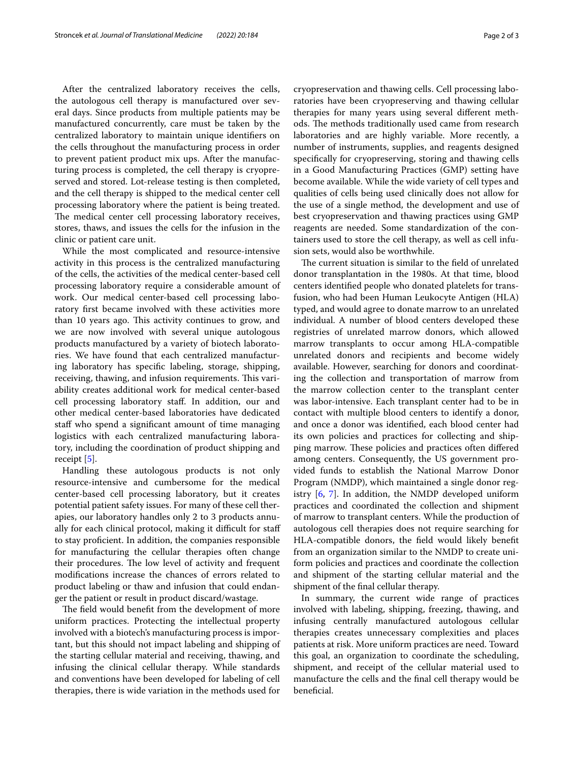After the centralized laboratory receives the cells, the autologous cell therapy is manufactured over several days. Since products from multiple patients may be manufactured concurrently, care must be taken by the centralized laboratory to maintain unique identifiers on the cells throughout the manufacturing process in order to prevent patient product mix ups. After the manufacturing process is completed, the cell therapy is cryopreserved and stored. Lot-release testing is then completed, and the cell therapy is shipped to the medical center cell processing laboratory where the patient is being treated. The medical center cell processing laboratory receives, stores, thaws, and issues the cells for the infusion in the clinic or patient care unit.

While the most complicated and resource-intensive activity in this process is the centralized manufacturing of the cells, the activities of the medical center-based cell processing laboratory require a considerable amount of work. Our medical center-based cell processing laboratory first became involved with these activities more than 10 years ago. This activity continues to grow, and we are now involved with several unique autologous products manufactured by a variety of biotech laboratories. We have found that each centralized manufacturing laboratory has specific labeling, storage, shipping, receiving, thawing, and infusion requirements. This variability creates additional work for medical center-based cell processing laboratory staff. In addition, our and other medical center-based laboratories have dedicated staff who spend a significant amount of time managing logistics with each centralized manufacturing laboratory, including the coordination of product shipping and receipt [5].

Handling these autologous products is not only resource-intensive and cumbersome for the medical center-based cell processing laboratory, but it creates potential patient safety issues. For many of these cell therapies, our laboratory handles only 2 to 3 products annually for each clinical protocol, making it difficult for staff to stay proficient. In addition, the companies responsible for manufacturing the cellular therapies often change their procedures. The low level of activity and frequent modifications increase the chances of errors related to product labeling or thaw and infusion that could endanger the patient or result in product discard/wastage.

The field would benefit from the development of more uniform practices. Protecting the intellectual property involved with a biotech's manufacturing process is important, but this should not impact labeling and shipping of the starting cellular material and receiving, thawing, and infusing the clinical cellular therapy. While standards and conventions have been developed for labeling of cell therapies, there is wide variation in the methods used for cryopreservation and thawing cells. Cell processing laboratories have been cryopreserving and thawing cellular therapies for many years using several different methods. The methods traditionally used came from research laboratories and are highly variable. More recently, a number of instruments, supplies, and reagents designed specifically for cryopreserving, storing and thawing cells in a Good Manufacturing Practices (GMP) setting have become available. While the wide variety of cell types and qualities of cells being used clinically does not allow for the use of a single method, the development and use of best cryopreservation and thawing practices using GMP reagents are needed. Some standardization of the containers used to store the cell therapy, as well as cell infusion sets, would also be worthwhile.

The current situation is similar to the field of unrelated donor transplantation in the 1980s. At that time, blood centers identified people who donated platelets for transfusion, who had been Human Leukocyte Antigen (HLA) typed, and would agree to donate marrow to an unrelated individual. A number of blood centers developed these registries of unrelated marrow donors, which allowed marrow transplants to occur among HLA-compatible unrelated donors and recipients and become widely available. However, searching for donors and coordinating the collection and transportation of marrow from the marrow collection center to the transplant center was labor-intensive. Each transplant center had to be in contact with multiple blood centers to identify a donor, and once a donor was identified, each blood center had its own policies and practices for collecting and shipping marrow. These policies and practices often differed among centers. Consequently, the US government provided funds to establish the National Marrow Donor Program (NMDP), which maintained a single donor registry [6, 7]. In addition, the NMDP developed uniform practices and coordinated the collection and shipment of marrow to transplant centers. While the production of autologous cell therapies does not require searching for HLA-compatible donors, the field would likely benefit from an organization similar to the NMDP to create uniform policies and practices and coordinate the collection and shipment of the starting cellular material and the shipment of the final cellular therapy.

In summary, the current wide range of practices involved with labeling, shipping, freezing, thawing, and infusing centrally manufactured autologous cellular therapies creates unnecessary complexities and places patients at risk. More uniform practices are need. Toward this goal, an organization to coordinate the scheduling, shipment, and receipt of the cellular material used to manufacture the cells and the final cell therapy would be beneficial.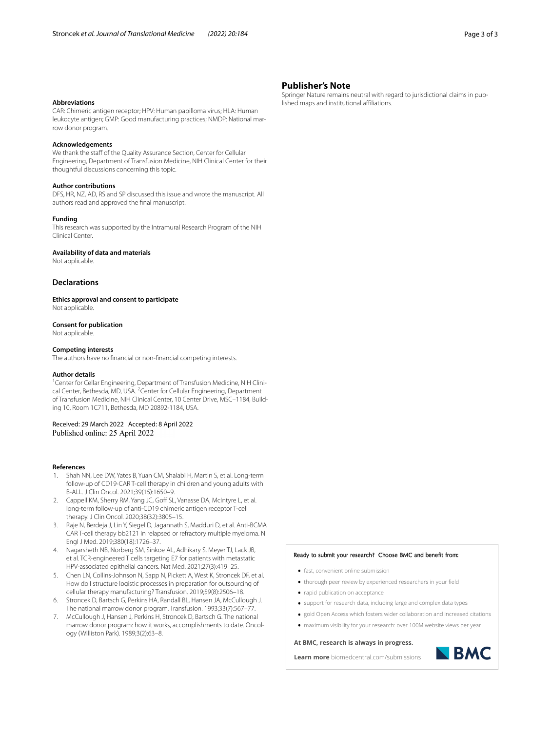#### Abbreviations

CAR: Chimeric antigen receptor; HPV: Human papilloma virus; HLA: Human leukocyte antigen; GMP: Good manufacturing practices; NMDP: National marrow donor program.

#### Acknowledgements

We thank the staff of the Quality Assurance Section, Center for Cellular Engineering, Department of Transfusion Medicine, NIH Clinical Center for their thoughtful discussions concerning this topic.

#### Author contributions

DFS, HR, NZ, AD, RS and SP discussed this issue and wrote the manuscript. All authors read and approved the final manuscript.

#### Funding

This research was supported by the Intramural Research Program of the NIH Clinical Center.

#### Availability of data and materials

Not applicable.

### Declarations

#### Ethics approval and consent to participate

Not applicable.

#### Consent for publication

Not applicable.

#### Competing interests

The authors have no financial or non-financial competing interests.

#### Author details

[1]Center for Cellar Engineering, Department of Transfusion Medicine, NIH Clinical Center, Bethesda, MD, USA. [2]Center for Cellular Engineering, Department of Transfusion Medicine, NIH Clinical Center, 10 Center Drive, MSC–1184, Building 10, Room 1C711, Bethesda, MD 20892-1184, USA.

Received: 29 March 2022 Accepted: 8 April 2022
Published online: 25 April 2022

#### References

1. Shah NN, Lee DW, Yates B, Yuan CM, Shalabi H, Martin S, et al. Long-term follow-up of CD19-CAR T-cell therapy in children and young adults with B-ALL. J Clin Oncol. 2021;39(15):1650–9.
2. Cappell KM, Sherry RM, Yang JC, Goff SL, Vanasse DA, McIntyre L, et al. long-term follow-up of anti-CD19 chimeric antigen receptor T-cell therapy. J Clin Oncol. 2020;38(32):3805–15.
3. Raje N, Berdeja J, Lin Y, Siegel D, Jagannath S, Madduri D, et al. Anti-BCMA CAR T-cell therapy bb2121 in relapsed or refractory multiple myeloma. N Engl J Med. 2019;380(18):1726–37.
4. Nagarsheth NB, Norberg SM, Sinkoe AL, Adhikary S, Meyer TJ, Lack JB, et al. TCR-engineered T cells targeting E7 for patients with metastatic HPV-associated epithelial cancers. Nat Med. 2021;27(3):419–25.
5. Chen LN, Collins-Johnson N, Sapp N, Pickett A, West K, Stroncek DF, et al. How do I structure logistic processes in preparation for outsourcing of cellular therapy manufacturing? Transfusion. 2019;59(8):2506–18.
6. Stroncek D, Bartsch G, Perkins HA, Randall BL, Hansen JA, McCullough J. The national marrow donor program. Transfusion. 1993;33(7):567–77.
7. McCullough J, Hansen J, Perkins H, Stroncek D, Bartsch G. The national marrow donor program: how it works, accomplishments to date. Oncology (Williston Park). 1989;3(2):63–8.

### Publisher's Note

Springer Nature remains neutral with regard to jurisdictional claims in published maps and institutional affiliations.

Ready to submit your research? Choose BMC and benefit from:

- fast, convenient online submission
- thorough peer review by experienced researchers in your field
- rapid publication on acceptance
- support for research data, including large and complex data types
- gold Open Access which fosters wider collaboration and increased citations
- maximum visibility for your research: over 100M website views per year

**At BMC, research is always in progress.**

**Learn more** biomedcentral.com/submissions

BMC